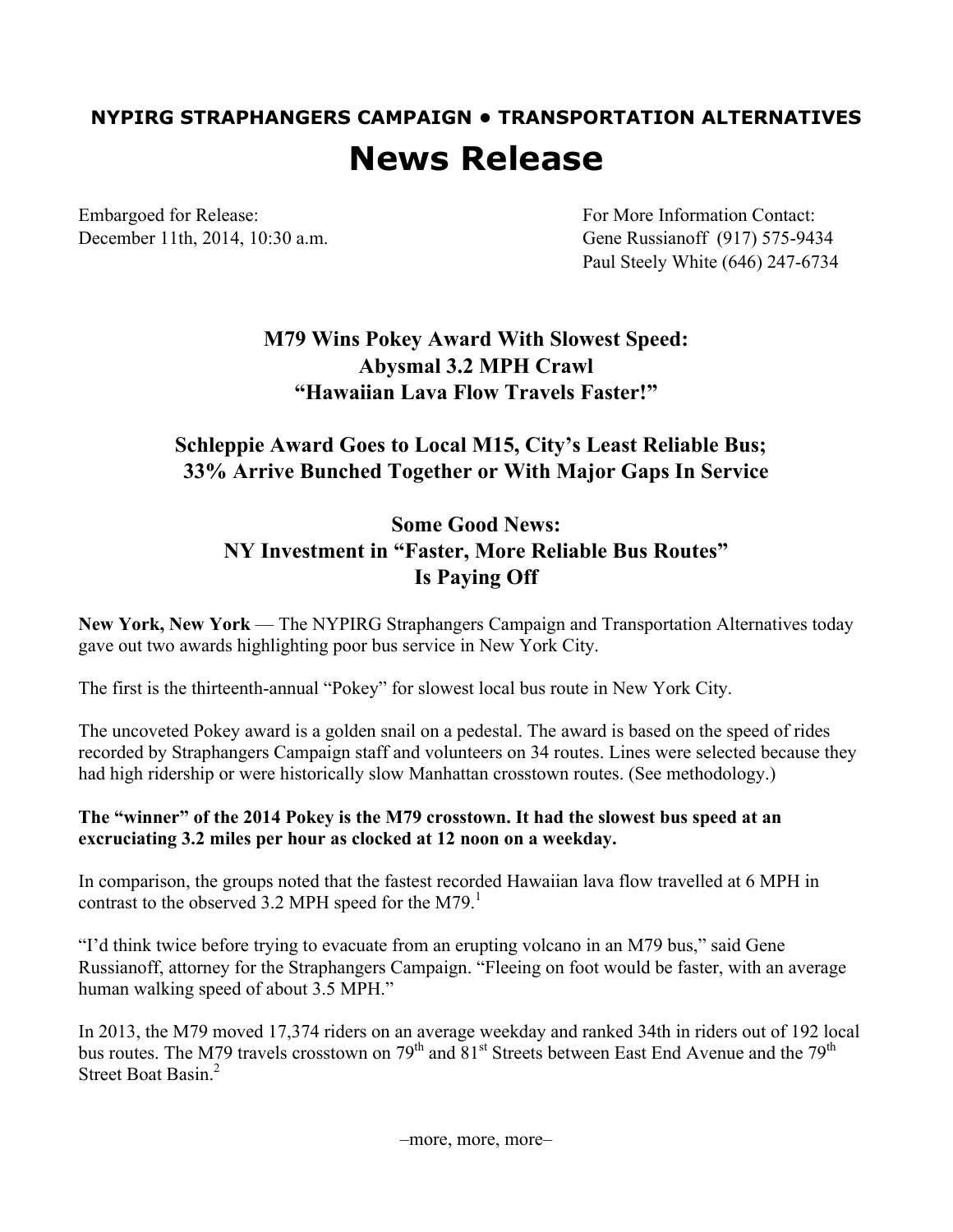**NYPIRG STRAPHANGERS CAMPAIGN • TRANSPORTATION ALTERNATIVES**

# News Release

Embargoed for Release:
December 11th, 2014, 10:30 a.m.

For More Information Contact:
Gene Russianoff (917) 575-9434
Paul Steely White (646) 247-6734

## M79 Wins Pokey Award With Slowest Speed: Abysmal 3.2 MPH Crawl "Hawaiian Lava Flow Travels Faster!"

## Schleppie Award Goes to Local M15, City's Least Reliable Bus; 33% Arrive Bunched Together or With Major Gaps In Service

## Some Good News: NY Investment in "Faster, More Reliable Bus Routes" Is Paying Off

**New York, New York** — The NYPIRG Straphangers Campaign and Transportation Alternatives today gave out two awards highlighting poor bus service in New York City.

The first is the thirteenth-annual "Pokey" for slowest local bus route in New York City.

The uncoveted Pokey award is a golden snail on a pedestal. The award is based on the speed of rides recorded by Straphangers Campaign staff and volunteers on 34 routes. Lines were selected because they had high ridership or were historically slow Manhattan crosstown routes. (See methodology.)

**The "winner" of the 2014 Pokey is the M79 crosstown. It had the slowest bus speed at an excruciating 3.2 miles per hour as clocked at 12 noon on a weekday.**

In comparison, the groups noted that the fastest recorded Hawaiian lava flow travelled at 6 MPH in contrast to the observed 3.2 MPH speed for the M79.[1]

"I'd think twice before trying to evacuate from an erupting volcano in an M79 bus," said Gene Russianoff, attorney for the Straphangers Campaign. "Fleeing on foot would be faster, with an average human walking speed of about 3.5 MPH."

In 2013, the M79 moved 17,374 riders on an average weekday and ranked 34th in riders out of 192 local bus routes. The M79 travels crosstown on 79th and 81st Streets between East End Avenue and the 79th Street Boat Basin.[2]

–more, more, more–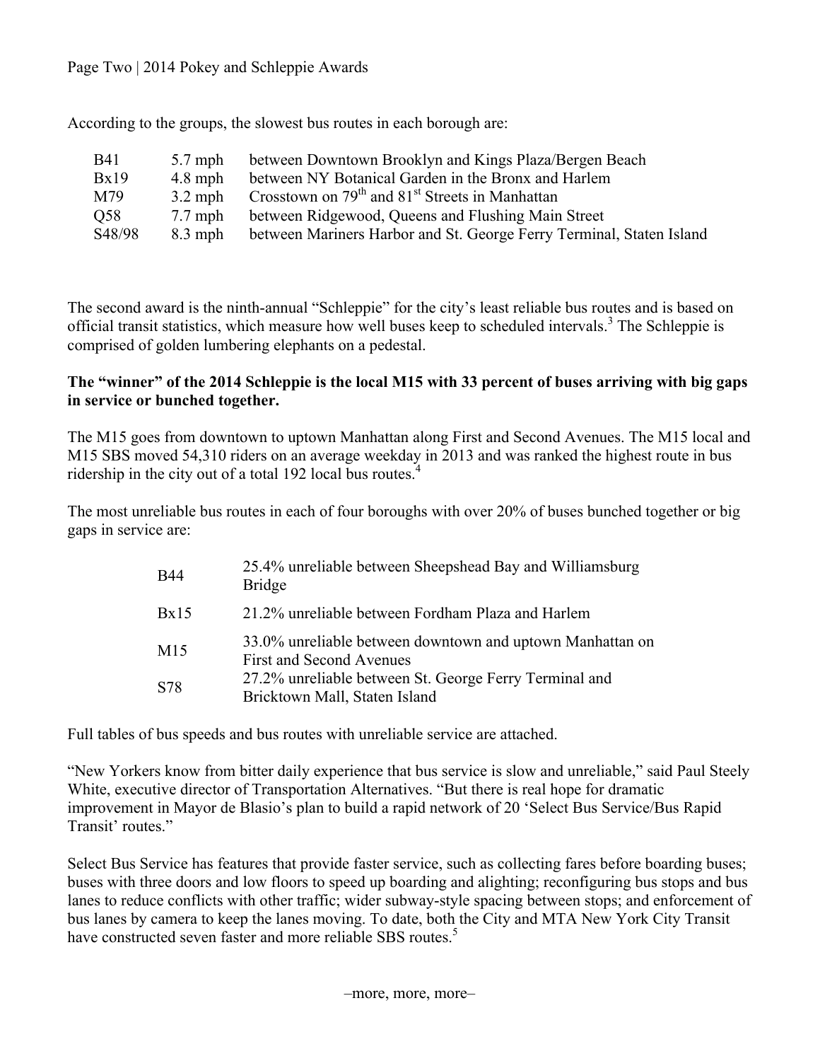According to the groups, the slowest bus routes in each borough are:

| | | |
|---|---|---|
| B41 | 5.7 mph | between Downtown Brooklyn and Kings Plaza/Bergen Beach |
| Bx19 | 4.8 mph | between NY Botanical Garden in the Bronx and Harlem |
| M79 | 3.2 mph | Crosstown on 79th and 81st Streets in Manhattan |
| Q58 | 7.7 mph | between Ridgewood, Queens and Flushing Main Street |
| S48/98 | 8.3 mph | between Mariners Harbor and St. George Ferry Terminal, Staten Island |

The second award is the ninth-annual "Schleppie" for the city's least reliable bus routes and is based on official transit statistics, which measure how well buses keep to scheduled intervals.[3] The Schleppie is comprised of golden lumbering elephants on a pedestal.

**The "winner" of the 2014 Schleppie is the local M15 with 33 percent of buses arriving with big gaps in service or bunched together.**

The M15 goes from downtown to uptown Manhattan along First and Second Avenues. The M15 local and M15 SBS moved 54,310 riders on an average weekday in 2013 and was ranked the highest route in bus ridership in the city out of a total 192 local bus routes.[4]

The most unreliable bus routes in each of four boroughs with over 20% of buses bunched together or big gaps in service are:

| | |
|---|---|
| B44 | 25.4% unreliable between Sheepshead Bay and Williamsburg Bridge |
| Bx15 | 21.2% unreliable between Fordham Plaza and Harlem |
| M15 | 33.0% unreliable between downtown and uptown Manhattan on First and Second Avenues |
| S78 | 27.2% unreliable between St. George Ferry Terminal and Bricktown Mall, Staten Island |

Full tables of bus speeds and bus routes with unreliable service are attached.

"New Yorkers know from bitter daily experience that bus service is slow and unreliable," said Paul Steely White, executive director of Transportation Alternatives. "But there is real hope for dramatic improvement in Mayor de Blasio's plan to build a rapid network of 20 'Select Bus Service/Bus Rapid Transit' routes."

Select Bus Service has features that provide faster service, such as collecting fares before boarding buses; buses with three doors and low floors to speed up boarding and alighting; reconfiguring bus stops and bus lanes to reduce conflicts with other traffic; wider subway-style spacing between stops; and enforcement of bus lanes by camera to keep the lanes moving. To date, both the City and MTA New York City Transit have constructed seven faster and more reliable SBS routes.[5]

–more, more, more–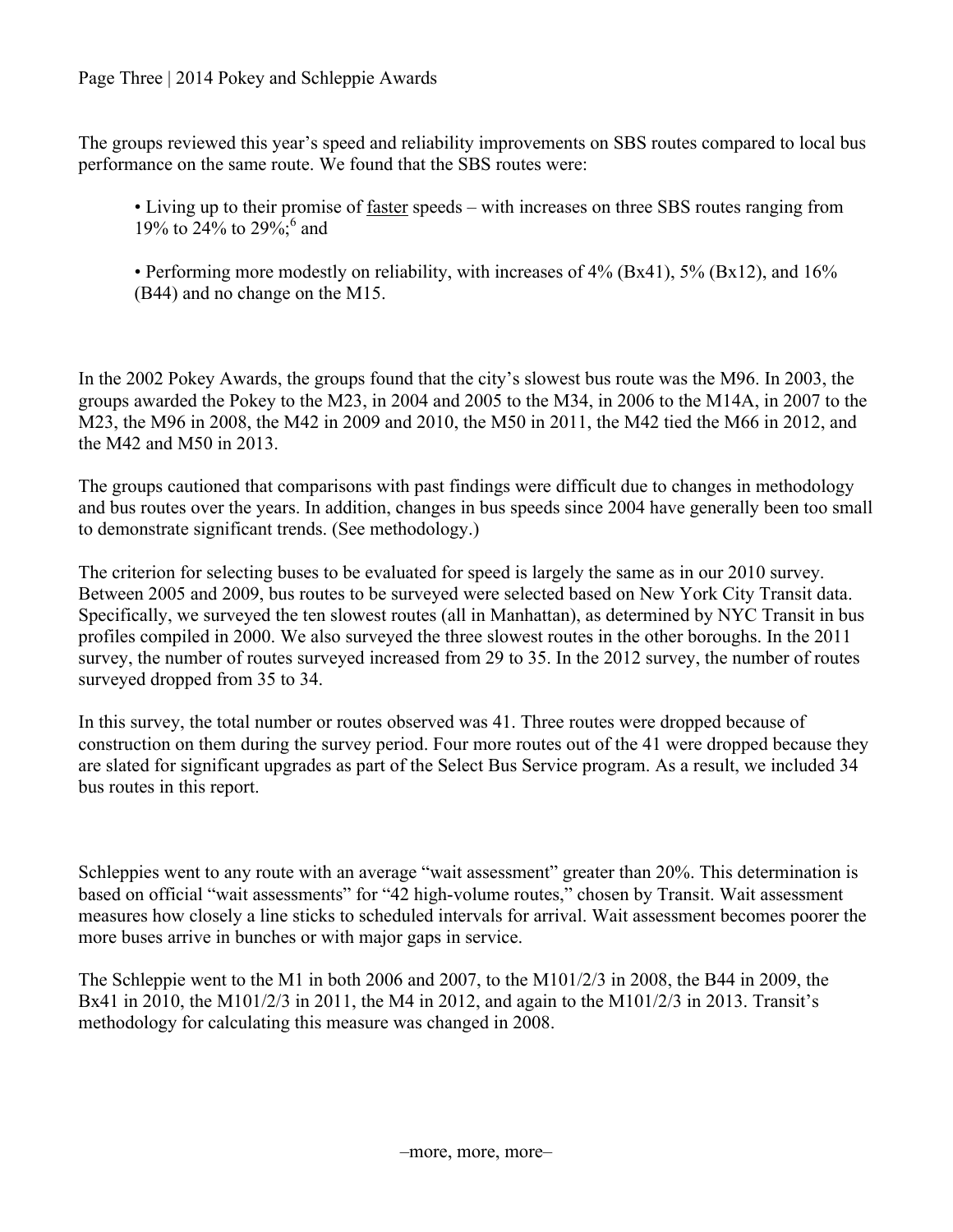The groups reviewed this year's speed and reliability improvements on SBS routes compared to local bus performance on the same route. We found that the SBS routes were:

- Living up to their promise of <u>faster</u> speeds – with increases on three SBS routes ranging from 19% to 24% to 29%;[6] and

- Performing more modestly on reliability, with increases of 4% (Bx41), 5% (Bx12), and 16% (B44) and no change on the M15.

In the 2002 Pokey Awards, the groups found that the city's slowest bus route was the M96. In 2003, the groups awarded the Pokey to the M23, in 2004 and 2005 to the M34, in 2006 to the M14A, in 2007 to the M23, the M96 in 2008, the M42 in 2009 and 2010, the M50 in 2011, the M42 tied the M66 in 2012, and the M42 and M50 in 2013.

The groups cautioned that comparisons with past findings were difficult due to changes in methodology and bus routes over the years. In addition, changes in bus speeds since 2004 have generally been too small to demonstrate significant trends. (See methodology.)

The criterion for selecting buses to be evaluated for speed is largely the same as in our 2010 survey. Between 2005 and 2009, bus routes to be surveyed were selected based on New York City Transit data. Specifically, we surveyed the ten slowest routes (all in Manhattan), as determined by NYC Transit in bus profiles compiled in 2000. We also surveyed the three slowest routes in the other boroughs. In the 2011 survey, the number of routes surveyed increased from 29 to 35. In the 2012 survey, the number of routes surveyed dropped from 35 to 34.

In this survey, the total number or routes observed was 41. Three routes were dropped because of construction on them during the survey period. Four more routes out of the 41 were dropped because they are slated for significant upgrades as part of the Select Bus Service program. As a result, we included 34 bus routes in this report.

Schleppies went to any route with an average "wait assessment" greater than 20%. This determination is based on official "wait assessments" for "42 high-volume routes," chosen by Transit. Wait assessment measures how closely a line sticks to scheduled intervals for arrival. Wait assessment becomes poorer the more buses arrive in bunches or with major gaps in service.

The Schleppie went to the M1 in both 2006 and 2007, to the M101/2/3 in 2008, the B44 in 2009, the Bx41 in 2010, the M101/2/3 in 2011, the M4 in 2012, and again to the M101/2/3 in 2013. Transit's methodology for calculating this measure was changed in 2008.

–more, more, more–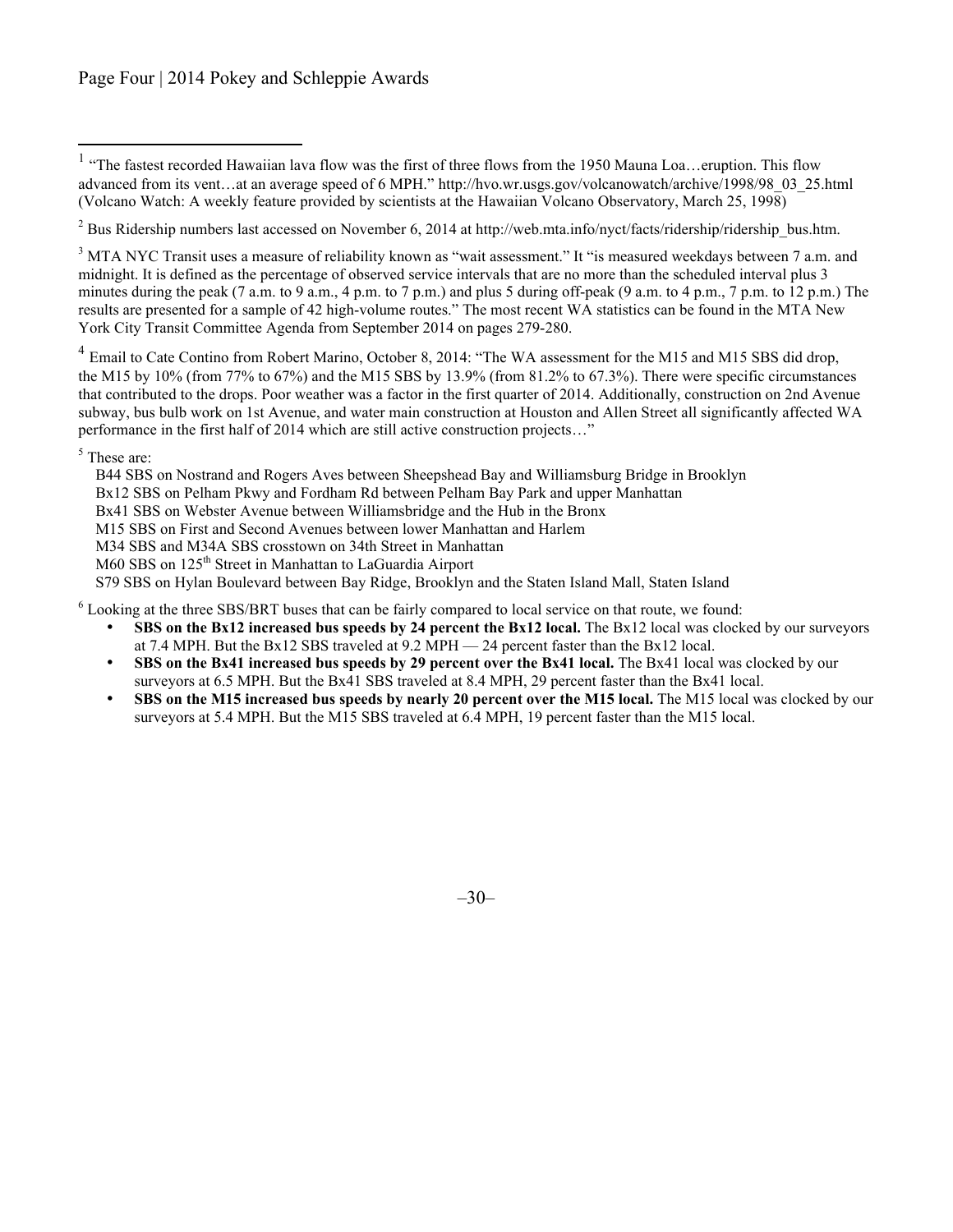[1] "The fastest recorded Hawaiian lava flow was the first of three flows from the 1950 Mauna Loa…eruption. This flow advanced from its vent…at an average speed of 6 MPH." http://hvo.wr.usgs.gov/volcanowatch/archive/1998/98_03_25.html (Volcano Watch: A weekly feature provided by scientists at the Hawaiian Volcano Observatory, March 25, 1998)

[2] Bus Ridership numbers last accessed on November 6, 2014 at http://web.mta.info/nyct/facts/ridership/ridership_bus.htm.

[3] MTA NYC Transit uses a measure of reliability known as "wait assessment." It "is measured weekdays between 7 a.m. and midnight. It is defined as the percentage of observed service intervals that are no more than the scheduled interval plus 3 minutes during the peak (7 a.m. to 9 a.m., 4 p.m. to 7 p.m.) and plus 5 during off-peak (9 a.m. to 4 p.m., 7 p.m. to 12 p.m.) The results are presented for a sample of 42 high-volume routes." The most recent WA statistics can be found in the MTA New York City Transit Committee Agenda from September 2014 on pages 279-280.

[4] Email to Cate Contino from Robert Marino, October 8, 2014: "The WA assessment for the M15 and M15 SBS did drop, the M15 by 10% (from 77% to 67%) and the M15 SBS by 13.9% (from 81.2% to 67.3%). There were specific circumstances that contributed to the drops. Poor weather was a factor in the first quarter of 2014. Additionally, construction on 2nd Avenue subway, bus bulb work on 1st Avenue, and water main construction at Houston and Allen Street all significantly affected WA performance in the first half of 2014 which are still active construction projects…"

[5] These are:

B44 SBS on Nostrand and Rogers Aves between Sheepshead Bay and Williamsburg Bridge in Brooklyn
Bx12 SBS on Pelham Pkwy and Fordham Rd between Pelham Bay Park and upper Manhattan
Bx41 SBS on Webster Avenue between Williamsbridge and the Hub in the Bronx
M15 SBS on First and Second Avenues between lower Manhattan and Harlem
M34 SBS and M34A SBS crosstown on 34th Street in Manhattan
M60 SBS on 125th Street in Manhattan to LaGuardia Airport
S79 SBS on Hylan Boulevard between Bay Ridge, Brooklyn and the Staten Island Mall, Staten Island

[6] Looking at the three SBS/BRT buses that can be fairly compared to local service on that route, we found:

- **SBS on the Bx12 increased bus speeds by 24 percent the Bx12 local.** The Bx12 local was clocked by our surveyors at 7.4 MPH. But the Bx12 SBS traveled at 9.2 MPH — 24 percent faster than the Bx12 local.
- **SBS on the Bx41 increased bus speeds by 29 percent over the Bx41 local.** The Bx41 local was clocked by our surveyors at 6.5 MPH. But the Bx41 SBS traveled at 8.4 MPH, 29 percent faster than the Bx41 local.
- **SBS on the M15 increased bus speeds by nearly 20 percent over the M15 local.** The M15 local was clocked by our surveyors at 5.4 MPH. But the M15 SBS traveled at 6.4 MPH, 19 percent faster than the M15 local.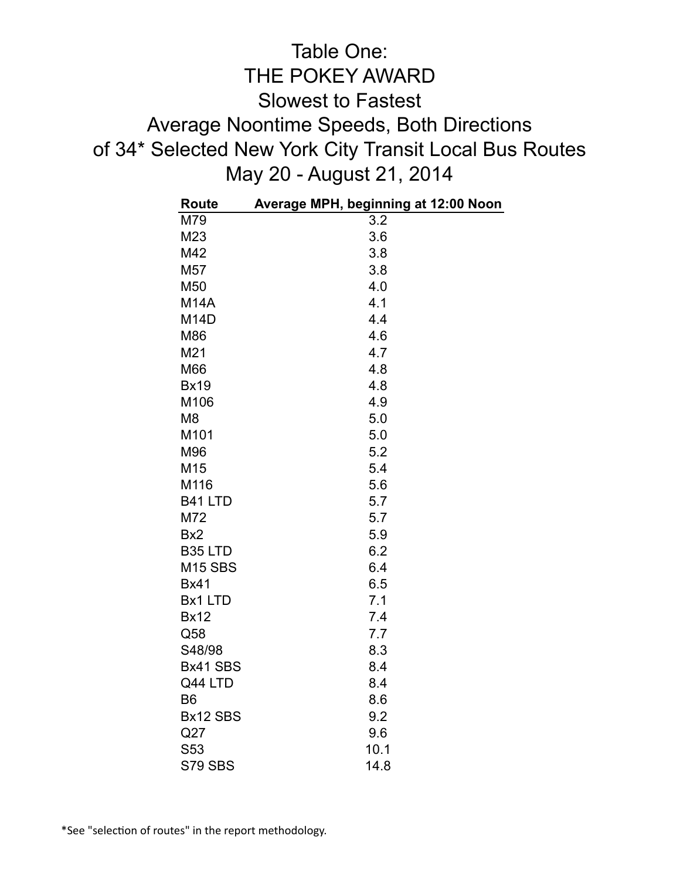# Table One:
# THE POKEY AWARD
## Slowest to Fastest
## Average Noontime Speeds, Both Directions
## of 34* Selected New York City Transit Local Bus Routes
## May 20 - August 21, 2014

| Route | Average MPH, beginning at 12:00 Noon |
|---|---|
| M79 | 3.2 |
| M23 | 3.6 |
| M42 | 3.8 |
| M57 | 3.8 |
| M50 | 4.0 |
| M14A | 4.1 |
| M14D | 4.4 |
| M86 | 4.6 |
| M21 | 4.7 |
| M66 | 4.8 |
| Bx19 | 4.8 |
| M106 | 4.9 |
| M8 | 5.0 |
| M101 | 5.0 |
| M96 | 5.2 |
| M15 | 5.4 |
| M116 | 5.6 |
| B41 LTD | 5.7 |
| M72 | 5.7 |
| Bx2 | 5.9 |
| B35 LTD | 6.2 |
| M15 SBS | 6.4 |
| Bx41 | 6.5 |
| Bx1 LTD | 7.1 |
| Bx12 | 7.4 |
| Q58 | 7.7 |
| S48/98 | 8.3 |
| Bx41 SBS | 8.4 |
| Q44 LTD | 8.4 |
| B6 | 8.6 |
| Bx12 SBS | 9.2 |
| Q27 | 9.6 |
| S53 | 10.1 |
| S79 SBS | 14.8 |

*See "selection of routes" in the report methodology.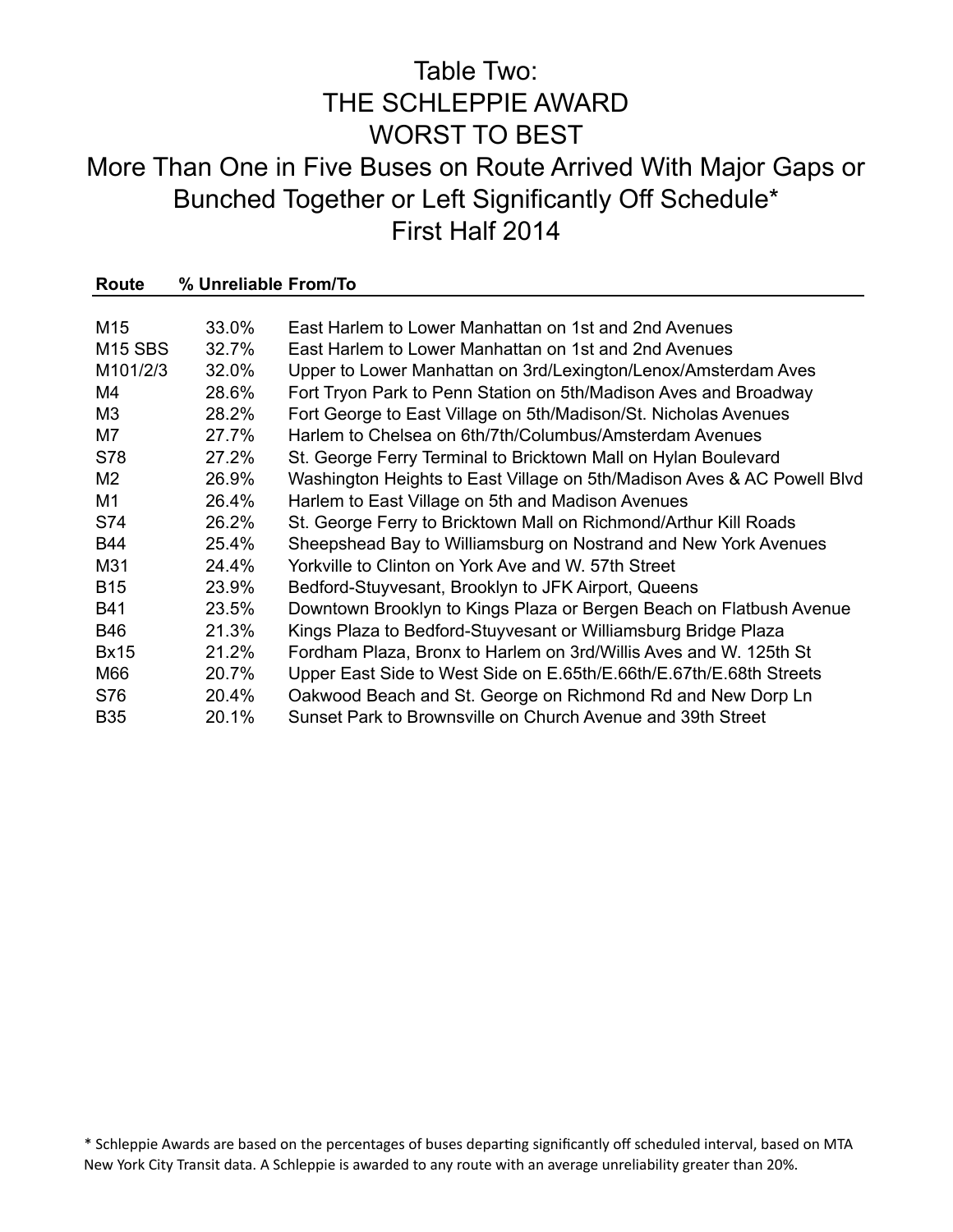# Table Two:
# THE SCHLEPPIE AWARD
# WORST TO BEST
## More Than One in Five Buses on Route Arrived With Major Gaps or Bunched Together or Left Significantly Off Schedule*
## First Half 2014

| Route | % Unreliable | From/To |
|---|---|---|
| M15 | 33.0% | East Harlem to Lower Manhattan on 1st and 2nd Avenues |
| M15 SBS | 32.7% | East Harlem to Lower Manhattan on 1st and 2nd Avenues |
| M101/2/3 | 32.0% | Upper to Lower Manhattan on 3rd/Lexington/Lenox/Amsterdam Aves |
| M4 | 28.6% | Fort Tryon Park to Penn Station on 5th/Madison Aves and Broadway |
| M3 | 28.2% | Fort George to East Village on 5th/Madison/St. Nicholas Avenues |
| M7 | 27.7% | Harlem to Chelsea on 6th/7th/Columbus/Amsterdam Avenues |
| S78 | 27.2% | St. George Ferry Terminal to Bricktown Mall on Hylan Boulevard |
| M2 | 26.9% | Washington Heights to East Village on 5th/Madison Aves & AC Powell Blvd |
| M1 | 26.4% | Harlem to East Village on 5th and Madison Avenues |
| S74 | 26.2% | St. George Ferry to Bricktown Mall on Richmond/Arthur Kill Roads |
| B44 | 25.4% | Sheepshead Bay to Williamsburg on Nostrand and New York Avenues |
| M31 | 24.4% | Yorkville to Clinton on York Ave and W. 57th Street |
| B15 | 23.9% | Bedford-Stuyvesant, Brooklyn to JFK Airport, Queens |
| B41 | 23.5% | Downtown Brooklyn to Kings Plaza or Bergen Beach on Flatbush Avenue |
| B46 | 21.3% | Kings Plaza to Bedford-Stuyvesant or Williamsburg Bridge Plaza |
| Bx15 | 21.2% | Fordham Plaza, Bronx to Harlem on 3rd/Willis Aves and W. 125th St |
| M66 | 20.7% | Upper East Side to West Side on E.65th/E.66th/E.67th/E.68th Streets |
| S76 | 20.4% | Oakwood Beach and St. George on Richmond Rd and New Dorp Ln |
| B35 | 20.1% | Sunset Park to Brownsville on Church Avenue and 39th Street |

* Schleppie Awards are based on the percentages of buses departing significantly off scheduled interval, based on MTA New York City Transit data. A Schleppie is awarded to any route with an average unreliability greater than 20%.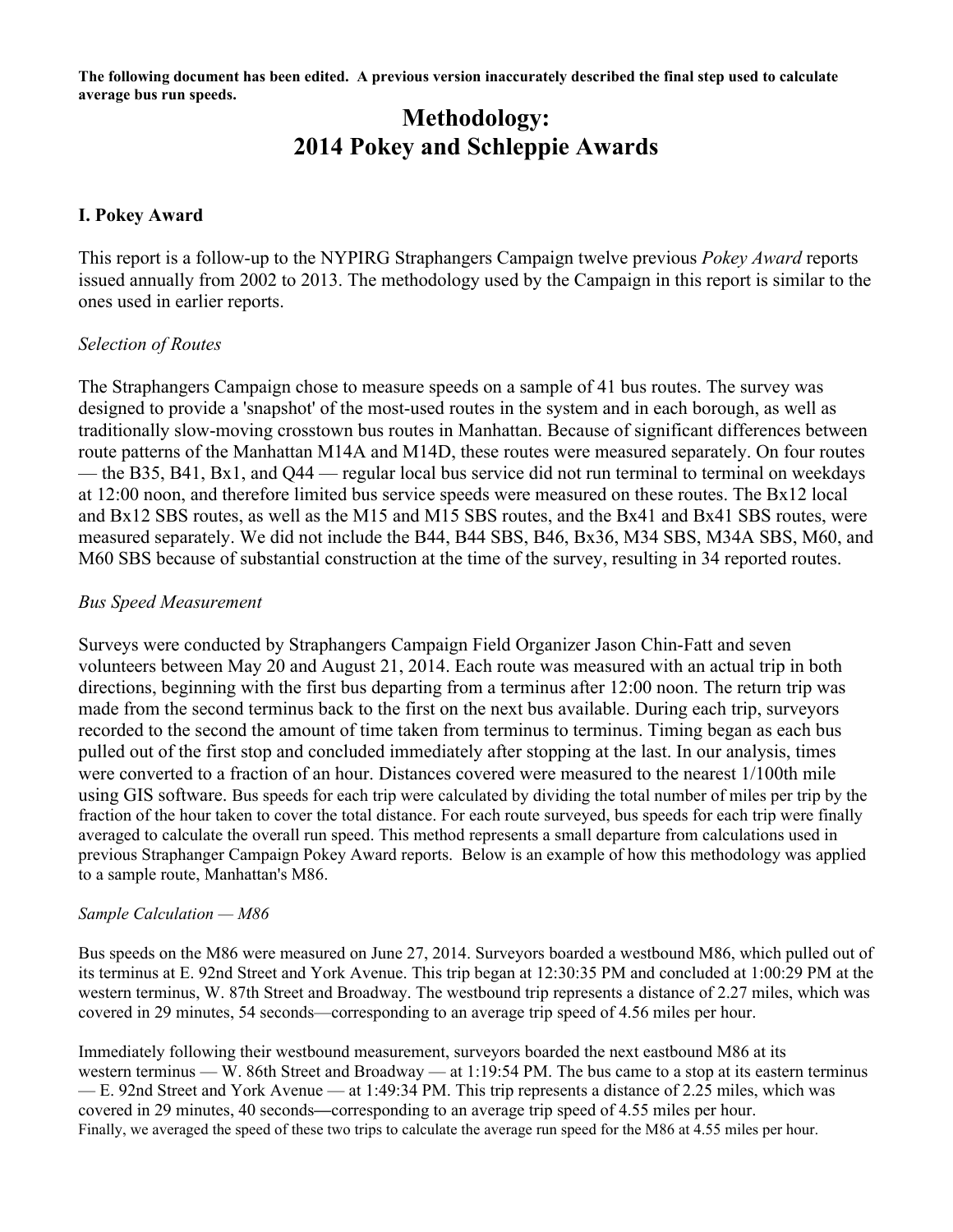**The following document has been edited. A previous version inaccurately described the final step used to calculate average bus run speeds.**

# Methodology: 2014 Pokey and Schleppie Awards

## I. Pokey Award

This report is a follow-up to the NYPIRG Straphangers Campaign twelve previous *Pokey Award* reports issued annually from 2002 to 2013. The methodology used by the Campaign in this report is similar to the ones used in earlier reports.

### *Selection of Routes*

The Straphangers Campaign chose to measure speeds on a sample of 41 bus routes. The survey was designed to provide a 'snapshot' of the most-used routes in the system and in each borough, as well as traditionally slow-moving crosstown bus routes in Manhattan. Because of significant differences between route patterns of the Manhattan M14A and M14D, these routes were measured separately. On four routes — the B35, B41, Bx1, and Q44 — regular local bus service did not run terminal to terminal on weekdays at 12:00 noon, and therefore limited bus service speeds were measured on these routes. The Bx12 local and Bx12 SBS routes, as well as the M15 and M15 SBS routes, and the Bx41 and Bx41 SBS routes, were measured separately. We did not include the B44, B44 SBS, B46, Bx36, M34 SBS, M34A SBS, M60, and M60 SBS because of substantial construction at the time of the survey, resulting in 34 reported routes.

### *Bus Speed Measurement*

Surveys were conducted by Straphangers Campaign Field Organizer Jason Chin-Fatt and seven volunteers between May 20 and August 21, 2014. Each route was measured with an actual trip in both directions, beginning with the first bus departing from a terminus after 12:00 noon. The return trip was made from the second terminus back to the first on the next bus available. During each trip, surveyors recorded to the second the amount of time taken from terminus to terminus. Timing began as each bus pulled out of the first stop and concluded immediately after stopping at the last. In our analysis, times were converted to a fraction of an hour. Distances covered were measured to the nearest 1/100th mile using GIS software. Bus speeds for each trip were calculated by dividing the total number of miles per trip by the fraction of the hour taken to cover the total distance. For each route surveyed, bus speeds for each trip were finally averaged to calculate the overall run speed. This method represents a small departure from calculations used in previous Straphanger Campaign Pokey Award reports. Below is an example of how this methodology was applied to a sample route, Manhattan's M86.

### *Sample Calculation — M86*

Bus speeds on the M86 were measured on June 27, 2014. Surveyors boarded a westbound M86, which pulled out of its terminus at E. 92nd Street and York Avenue. This trip began at 12:30:35 PM and concluded at 1:00:29 PM at the western terminus, W. 87th Street and Broadway. The westbound trip represents a distance of 2.27 miles, which was covered in 29 minutes, 54 seconds—corresponding to an average trip speed of 4.56 miles per hour.

Immediately following their westbound measurement, surveyors boarded the next eastbound M86 at its western terminus — W. 86th Street and Broadway — at 1:19:54 PM. The bus came to a stop at its eastern terminus — E. 92nd Street and York Avenue — at 1:49:34 PM. This trip represents a distance of 2.25 miles, which was covered in 29 minutes, 40 seconds—corresponding to an average trip speed of 4.55 miles per hour. Finally, we averaged the speed of these two trips to calculate the average run speed for the M86 at 4.55 miles per hour.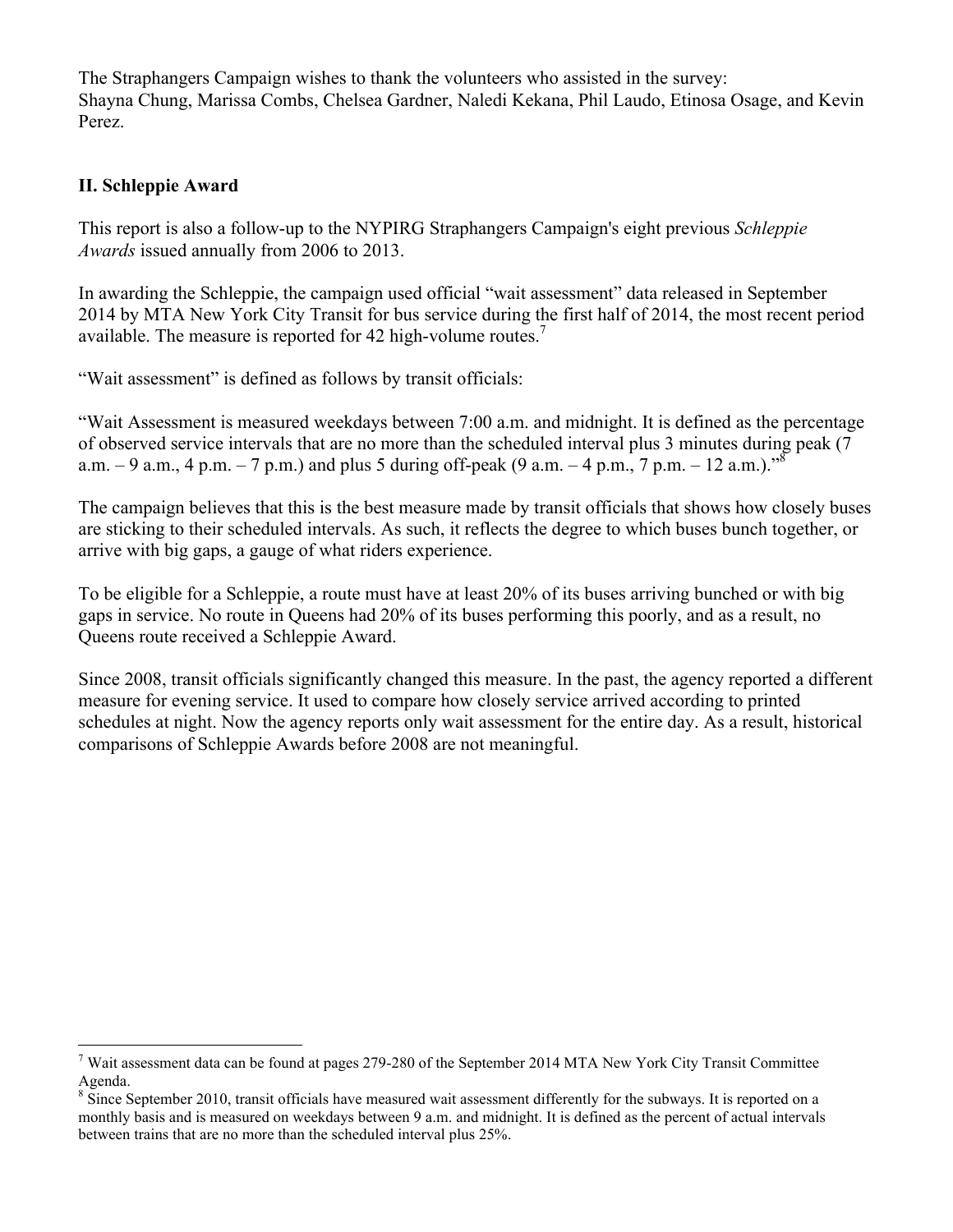The Straphangers Campaign wishes to thank the volunteers who assisted in the survey:
Shayna Chung, Marissa Combs, Chelsea Gardner, Naledi Kekana, Phil Laudo, Etinosa Osage, and Kevin Perez.

## II. Schleppie Award

This report is also a follow-up to the NYPIRG Straphangers Campaign's eight previous *Schleppie Awards* issued annually from 2006 to 2013.

In awarding the Schleppie, the campaign used official "wait assessment" data released in September 2014 by MTA New York City Transit for bus service during the first half of 2014, the most recent period available. The measure is reported for 42 high-volume routes.[7]

"Wait assessment" is defined as follows by transit officials:

"Wait Assessment is measured weekdays between 7:00 a.m. and midnight. It is defined as the percentage of observed service intervals that are no more than the scheduled interval plus 3 minutes during peak (7 a.m. – 9 a.m., 4 p.m. – 7 p.m.) and plus 5 during off-peak (9 a.m. – 4 p.m., 7 p.m. – 12 a.m.)."[8]

The campaign believes that this is the best measure made by transit officials that shows how closely buses are sticking to their scheduled intervals. As such, it reflects the degree to which buses bunch together, or arrive with big gaps, a gauge of what riders experience.

To be eligible for a Schleppie, a route must have at least 20% of its buses arriving bunched or with big gaps in service. No route in Queens had 20% of its buses performing this poorly, and as a result, no Queens route received a Schleppie Award.

Since 2008, transit officials significantly changed this measure. In the past, the agency reported a different measure for evening service. It used to compare how closely service arrived according to printed schedules at night. Now the agency reports only wait assessment for the entire day. As a result, historical comparisons of Schleppie Awards before 2008 are not meaningful.

---

[7] Wait assessment data can be found at pages 279-280 of the September 2014 MTA New York City Transit Committee Agenda.

[8] Since September 2010, transit officials have measured wait assessment differently for the subways. It is reported on a monthly basis and is measured on weekdays between 9 a.m. and midnight. It is defined as the percent of actual intervals between trains that are no more than the scheduled interval plus 25%.